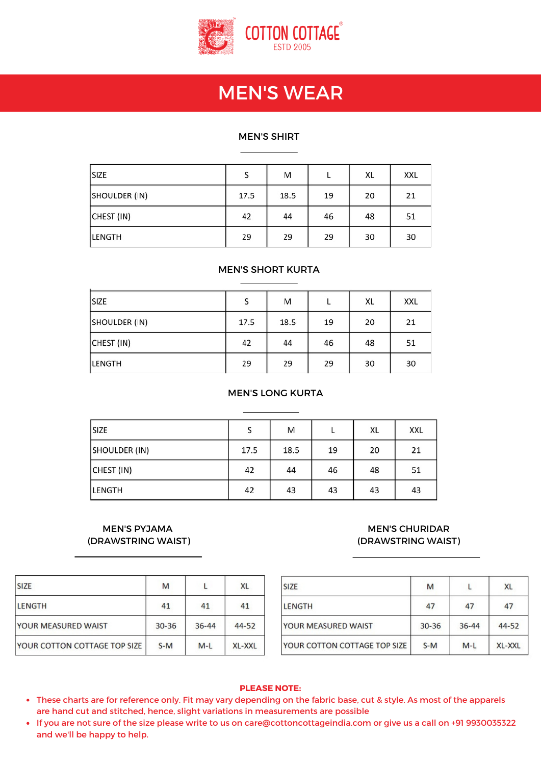COTTON COTTAGE®
ESTD 2005

# MEN'S WEAR

## MEN'S SHIRT

| SIZE | S | M | L | XL | XXL |
|---|---|---|---|---|---|
| SHOULDER (IN) | 17.5 | 18.5 | 19 | 20 | 21 |
| CHEST (IN) | 42 | 44 | 46 | 48 | 51 |
| LENGTH | 29 | 29 | 29 | 30 | 30 |

## MEN'S SHORT KURTA

| SIZE | S | M | L | XL | XXL |
|---|---|---|---|---|---|
| SHOULDER (IN) | 17.5 | 18.5 | 19 | 20 | 21 |
| CHEST (IN) | 42 | 44 | 46 | 48 | 51 |
| LENGTH | 29 | 29 | 29 | 30 | 30 |

## MEN'S LONG KURTA

| SIZE | S | M | L | XL | XXL |
|---|---|---|---|---|---|
| SHOULDER (IN) | 17.5 | 18.5 | 19 | 20 | 21 |
| CHEST (IN) | 42 | 44 | 46 | 48 | 51 |
| LENGTH | 42 | 43 | 43 | 43 | 43 |

## MEN'S PYJAMA (DRAWSTRING WAIST)

| SIZE | M | L | XL |
|---|---|---|---|
| LENGTH | 41 | 41 | 41 |
| YOUR MEASURED WAIST | 30-36 | 36-44 | 44-52 |
| YOUR COTTON COTTAGE TOP SIZE | S-M | M-L | XL-XXL |

## MEN'S CHURIDAR (DRAWSTRING WAIST)

| SIZE | M | L | XL |
|---|---|---|---|
| LENGTH | 47 | 47 | 47 |
| YOUR MEASURED WAIST | 30-36 | 36-44 | 44-52 |
| YOUR COTTON COTTAGE TOP SIZE | S-M | M-L | XL-XXL |

**PLEASE NOTE:**

- These charts are for reference only. Fit may vary depending on the fabric base, cut & style. As most of the apparels are hand cut and stitched, hence, slight variations in measurements are possible
- If you are not sure of the size please write to us on care@cottoncottageindia.com or give us a call on +91 9930035322 and we'll be happy to help.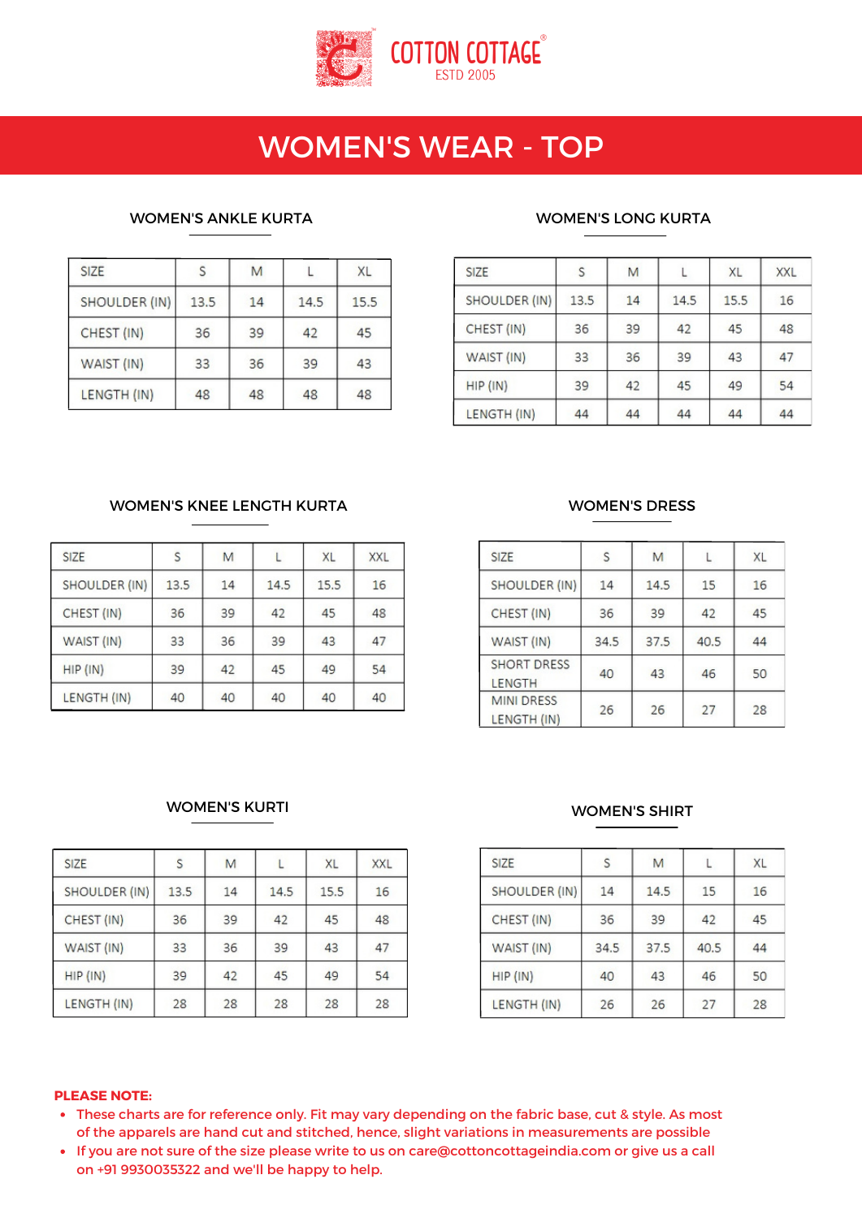COTTON COTTAGE®
ESTD 2005

# WOMEN'S WEAR - TOP

## WOMEN'S ANKLE KURTA

| SIZE | S | M | L | XL |
|---|---|---|---|---|
| SHOULDER (IN) | 13.5 | 14 | 14.5 | 15.5 |
| CHEST (IN) | 36 | 39 | 42 | 45 |
| WAIST (IN) | 33 | 36 | 39 | 43 |
| LENGTH (IN) | 48 | 48 | 48 | 48 |

## WOMEN'S LONG KURTA

| SIZE | S | M | L | XL | XXL |
|---|---|---|---|---|---|
| SHOULDER (IN) | 13.5 | 14 | 14.5 | 15.5 | 16 |
| CHEST (IN) | 36 | 39 | 42 | 45 | 48 |
| WAIST (IN) | 33 | 36 | 39 | 43 | 47 |
| HIP (IN) | 39 | 42 | 45 | 49 | 54 |
| LENGTH (IN) | 44 | 44 | 44 | 44 | 44 |

## WOMEN'S KNEE LENGTH KURTA

| SIZE | S | M | L | XL | XXL |
|---|---|---|---|---|---|
| SHOULDER (IN) | 13.5 | 14 | 14.5 | 15.5 | 16 |
| CHEST (IN) | 36 | 39 | 42 | 45 | 48 |
| WAIST (IN) | 33 | 36 | 39 | 43 | 47 |
| HIP (IN) | 39 | 42 | 45 | 49 | 54 |
| LENGTH (IN) | 40 | 40 | 40 | 40 | 40 |

## WOMEN'S DRESS

| SIZE | S | M | L | XL |
|---|---|---|---|---|
| SHOULDER (IN) | 14 | 14.5 | 15 | 16 |
| CHEST (IN) | 36 | 39 | 42 | 45 |
| WAIST (IN) | 34.5 | 37.5 | 40.5 | 44 |
| SHORT DRESS LENGTH | 40 | 43 | 46 | 50 |
| MINI DRESS LENGTH (IN) | 26 | 26 | 27 | 28 |

## WOMEN'S KURTI

| SIZE | S | M | L | XL | XXL |
|---|---|---|---|---|---|
| SHOULDER (IN) | 13.5 | 14 | 14.5 | 15.5 | 16 |
| CHEST (IN) | 36 | 39 | 42 | 45 | 48 |
| WAIST (IN) | 33 | 36 | 39 | 43 | 47 |
| HIP (IN) | 39 | 42 | 45 | 49 | 54 |
| LENGTH (IN) | 28 | 28 | 28 | 28 | 28 |

## WOMEN'S SHIRT

| SIZE | S | M | L | XL |
|---|---|---|---|---|
| SHOULDER (IN) | 14 | 14.5 | 15 | 16 |
| CHEST (IN) | 36 | 39 | 42 | 45 |
| WAIST (IN) | 34.5 | 37.5 | 40.5 | 44 |
| HIP (IN) | 40 | 43 | 46 | 50 |
| LENGTH (IN) | 26 | 26 | 27 | 28 |

**PLEASE NOTE:**

- These charts are for reference only. Fit may vary depending on the fabric base, cut & style. As most of the apparels are hand cut and stitched, hence, slight variations in measurements are possible
- If you are not sure of the size please write to us on care@cottoncottageindia.com or give us a call on +91 9930035322 and we'll be happy to help.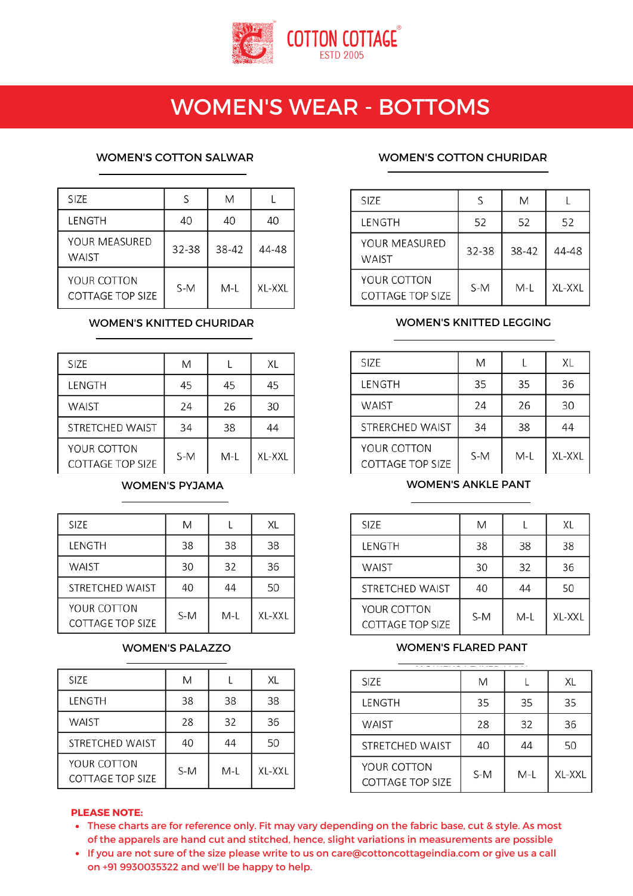COTTON COTTAGE®
ESTD 2005

# WOMEN'S WEAR - BOTTOMS

## WOMEN'S COTTON SALWAR

| SIZE | S | M | L |
|---|---|---|---|
| LENGTH | 40 | 40 | 40 |
| YOUR MEASURED WAIST | 32-38 | 38-42 | 44-48 |
| YOUR COTTON COTTAGE TOP SIZE | S-M | M-L | XL-XXL |

## WOMEN'S COTTON CHURIDAR

| SIZE | S | M | L |
|---|---|---|---|
| LENGTH | 52 | 52 | 52 |
| YOUR MEASURED WAIST | 32-38 | 38-42 | 44-48 |
| YOUR COTTON COTTAGE TOP SIZE | S-M | M-L | XL-XXL |

## WOMEN'S KNITTED CHURIDAR

| SIZE | M | L | XL |
|---|---|---|---|
| LENGTH | 45 | 45 | 45 |
| WAIST | 24 | 26 | 30 |
| STRETCHED WAIST | 34 | 38 | 44 |
| YOUR COTTON COTTAGE TOP SIZE | S-M | M-L | XL-XXL |

## WOMEN'S KNITTED LEGGING

| SIZE | M | L | XL |
|---|---|---|---|
| LENGTH | 35 | 35 | 36 |
| WAIST | 24 | 26 | 30 |
| STRERCHED WAIST | 34 | 38 | 44 |
| YOUR COTTON COTTAGE TOP SIZE | S-M | M-L | XL-XXL |

## WOMEN'S PYJAMA

| SIZE | M | L | XL |
|---|---|---|---|
| LENGTH | 38 | 38 | 38 |
| WAIST | 30 | 32 | 36 |
| STRETCHED WAIST | 40 | 44 | 50 |
| YOUR COTTON COTTAGE TOP SIZE | S-M | M-L | XL-XXL |

## WOMEN'S ANKLE PANT

| SIZE | M | L | XL |
|---|---|---|---|
| LENGTH | 38 | 38 | 38 |
| WAIST | 30 | 32 | 36 |
| STRETCHED WAIST | 40 | 44 | 50 |
| YOUR COTTON COTTAGE TOP SIZE | S-M | M-L | XL-XXL |

## WOMEN'S PALAZZO

| SIZE | M | L | XL |
|---|---|---|---|
| LENGTH | 38 | 38 | 38 |
| WAIST | 28 | 32 | 36 |
| STRETCHED WAIST | 40 | 44 | 50 |
| YOUR COTTON COTTAGE TOP SIZE | S-M | M-L | XL-XXL |

## WOMEN'S FLARED PANT

| SIZE | M | L | XL |
|---|---|---|---|
| LENGTH | 35 | 35 | 35 |
| WAIST | 28 | 32 | 36 |
| STRETCHED WAIST | 40 | 44 | 50 |
| YOUR COTTON COTTAGE TOP SIZE | S-M | M-L | XL-XXL |

**PLEASE NOTE:**

- These charts are for reference only. Fit may vary depending on the fabric base, cut & style. As most of the apparels are hand cut and stitched, hence, slight variations in measurements are possible
- If you are not sure of the size please write to us on care@cottoncottageindia.com or give us a call on +91 9930035322 and we'll be happy to help.